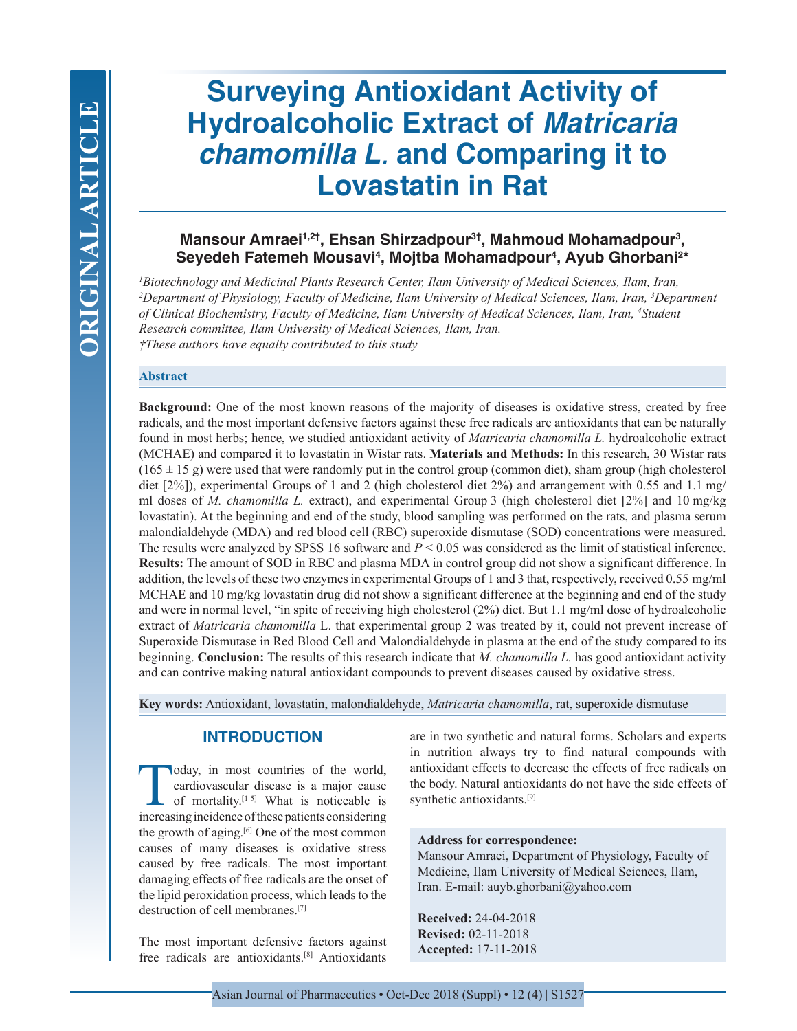ORIGINAL ARTICLE

# Surveying Antioxidant Activity of Hydroalcoholic Extract of *Matricaria chamomilla L.* and Comparing it to Lovastatin in Rat

**Mansour Amraei[1,2†], Ehsan Shirzadpour[3†], Mahmoud Mohamadpour[3], Seyedeh Fatemeh Mousavi[4], Mojtba Mohamadpour[4], Ayub Ghorbani[2*]**

*[1]Biotechnology and Medicinal Plants Research Center, Ilam University of Medical Sciences, Ilam, Iran, [2]Department of Physiology, Faculty of Medicine, Ilam University of Medical Sciences, Ilam, Iran, [3]Department of Clinical Biochemistry, Faculty of Medicine, Ilam University of Medical Sciences, Ilam, Iran, [4]Student Research committee, Ilam University of Medical Sciences, Ilam, Iran.*
*†These authors have equally contributed to this study*

## Abstract

**Background:** One of the most known reasons of the majority of diseases is oxidative stress, created by free radicals, and the most important defensive factors against these free radicals are antioxidants that can be naturally found in most herbs; hence, we studied antioxidant activity of *Matricaria chamomilla L.* hydroalcoholic extract (MCHAE) and compared it to lovastatin in Wistar rats. **Materials and Methods:** In this research, 30 Wistar rats (165 ± 15 g) were used that were randomly put in the control group (common diet), sham group (high cholesterol diet [2%]), experimental Groups of 1 and 2 (high cholesterol diet 2%) and arrangement with 0.55 and 1.1 mg/ml doses of *M. chamomilla L.* extract), and experimental Group 3 (high cholesterol diet [2%] and 10 mg/kg lovastatin). At the beginning and end of the study, blood sampling was performed on the rats, and plasma serum malondialdehyde (MDA) and red blood cell (RBC) superoxide dismutase (SOD) concentrations were measured. The results were analyzed by SPSS 16 software and $P < 0.05$ was considered as the limit of statistical inference. **Results:** The amount of SOD in RBC and plasma MDA in control group did not show a significant difference. In addition, the levels of these two enzymes in experimental Groups of 1 and 3 that, respectively, received 0.55 mg/ml MCHAE and 10 mg/kg lovastatin drug did not show a significant difference at the beginning and end of the study and were in normal level, "in spite of receiving high cholesterol (2%) diet. But 1.1 mg/ml dose of hydroalcoholic extract of *Matricaria chamomilla* L. that experimental group 2 was treated by it, could not prevent increase of Superoxide Dismutase in Red Blood Cell and Malondialdehyde in plasma at the end of the study compared to its beginning. **Conclusion:** The results of this research indicate that *M. chamomilla L.* has good antioxidant activity and can contrive making natural antioxidant compounds to prevent diseases caused by oxidative stress.

**Key words:** Antioxidant, lovastatin, malondialdehyde, *Matricaria chamomilla*, rat, superoxide dismutase

## INTRODUCTION

Today, in most countries of the world, cardiovascular disease is a major cause of mortality.[1-5] What is noticeable is increasing incidence of these patients considering the growth of aging.[6] One of the most common causes of many diseases is oxidative stress caused by free radicals. The most important damaging effects of free radicals are the onset of the lipid peroxidation process, which leads to the destruction of cell membranes.[7]

The most important defensive factors against free radicals are antioxidants.[8] Antioxidants are in two synthetic and natural forms. Scholars and experts in nutrition always try to find natural compounds with antioxidant effects to decrease the effects of free radicals on the body. Natural antioxidants do not have the side effects of synthetic antioxidants.[9]

**Address for correspondence:**
Mansour Amraei, Department of Physiology, Faculty of Medicine, Ilam University of Medical Sciences, Ilam, Iran. E-mail: auyb.ghorbani@yahoo.com

**Received:** 24-04-2018
**Revised:** 02-11-2018
**Accepted:** 17-11-2018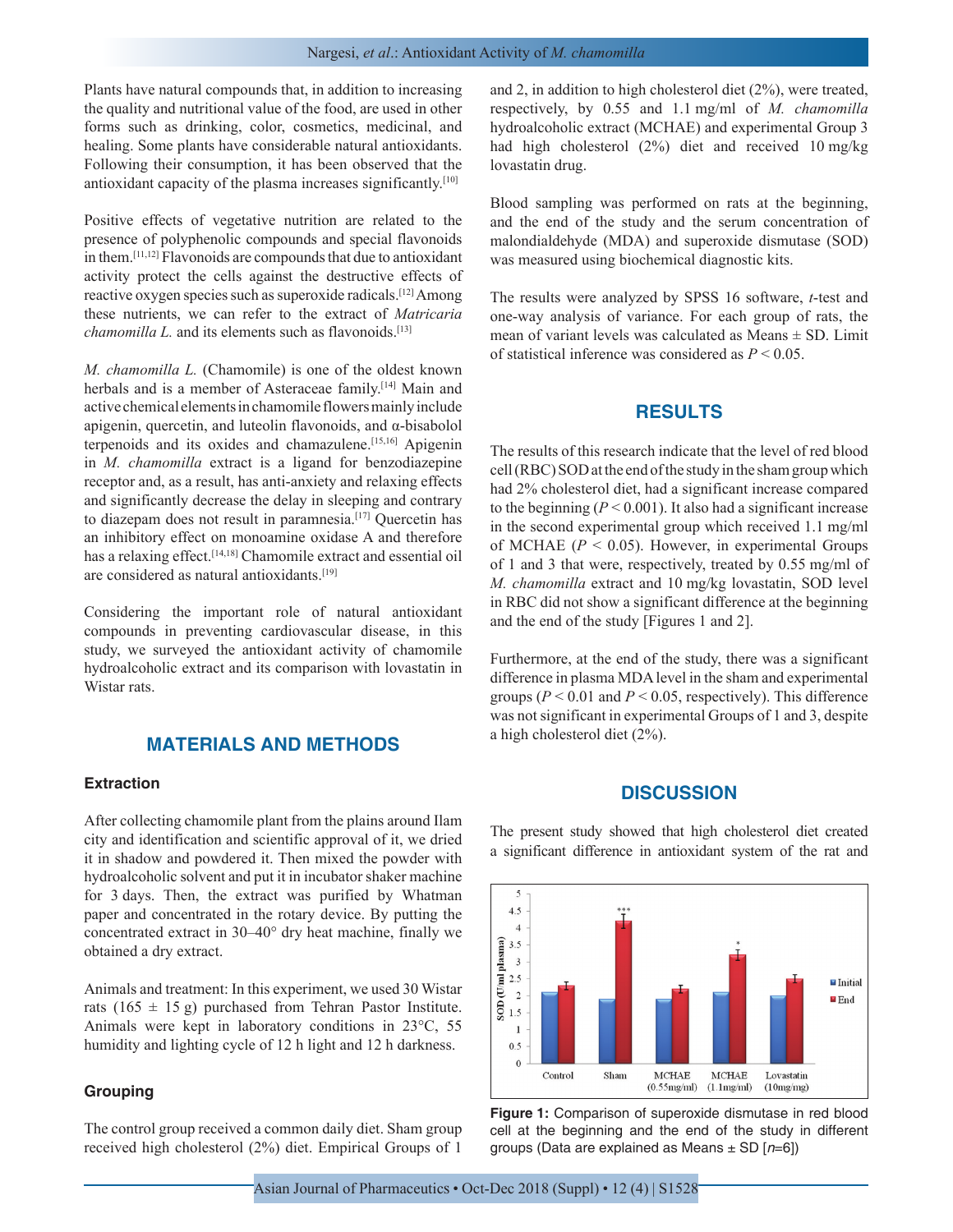Plants have natural compounds that, in addition to increasing the quality and nutritional value of the food, are used in other forms such as drinking, color, cosmetics, medicinal, and healing. Some plants have considerable natural antioxidants. Following their consumption, it has been observed that the antioxidant capacity of the plasma increases significantly.[10]

Positive effects of vegetative nutrition are related to the presence of polyphenolic compounds and special flavonoids in them.[11,12] Flavonoids are compounds that due to antioxidant activity protect the cells against the destructive effects of reactive oxygen species such as superoxide radicals.[12] Among these nutrients, we can refer to the extract of *Matricaria chamomilla L.* and its elements such as flavonoids.[13]

*M. chamomilla L.* (Chamomile) is one of the oldest known herbals and is a member of Asteraceae family.[14] Main and active chemical elements in chamomile flowers mainly include apigenin, quercetin, and luteolin flavonoids, and α-bisabolol terpenoids and its oxides and chamazulene.[15,16] Apigenin in *M. chamomilla* extract is a ligand for benzodiazepine receptor and, as a result, has anti-anxiety and relaxing effects and significantly decrease the delay in sleeping and contrary to diazepam does not result in paramnesia.[17] Quercetin has an inhibitory effect on monoamine oxidase A and therefore has a relaxing effect.[14,18] Chamomile extract and essential oil are considered as natural antioxidants.[19]

Considering the important role of natural antioxidant compounds in preventing cardiovascular disease, in this study, we surveyed the antioxidant activity of chamomile hydroalcoholic extract and its comparison with lovastatin in Wistar rats.

## MATERIALS AND METHODS

### Extraction

After collecting chamomile plant from the plains around Ilam city and identification and scientific approval of it, we dried it in shadow and powdered it. Then mixed the powder with hydroalcoholic solvent and put it in incubator shaker machine for 3 days. Then, the extract was purified by Whatman paper and concentrated in the rotary device. By putting the concentrated extract in 30–40° dry heat machine, finally we obtained a dry extract.

Animals and treatment: In this experiment, we used 30 Wistar rats (165 ± 15 g) purchased from Tehran Pastor Institute. Animals were kept in laboratory conditions in 23°C, 55 humidity and lighting cycle of 12 h light and 12 h darkness.

### Grouping

The control group received a common daily diet. Sham group received high cholesterol (2%) diet. Empirical Groups of 1 and 2, in addition to high cholesterol diet (2%), were treated, respectively, by 0.55 and 1.1 mg/ml of *M. chamomilla* hydroalcoholic extract (MCHAE) and experimental Group 3 had high cholesterol (2%) diet and received 10 mg/kg lovastatin drug.

Blood sampling was performed on rats at the beginning, and the end of the study and the serum concentration of malondialdehyde (MDA) and superoxide dismutase (SOD) was measured using biochemical diagnostic kits.

The results were analyzed by SPSS 16 software, *t*-test and one-way analysis of variance. For each group of rats, the mean of variant levels was calculated as Means ± SD. Limit of statistical inference was considered as $P < 0.05$.

## RESULTS

The results of this research indicate that the level of red blood cell (RBC) SOD at the end of the study in the sham group which had 2% cholesterol diet, had a significant increase compared to the beginning ($P < 0.001$). It also had a significant increase in the second experimental group which received 1.1 mg/ml of MCHAE ($P < 0.05$). However, in experimental Groups of 1 and 3 that were, respectively, treated by 0.55 mg/ml of *M. chamomilla* extract and 10 mg/kg lovastatin, SOD level in RBC did not show a significant difference at the beginning and the end of the study [Figures 1 and 2].

Furthermore, at the end of the study, there was a significant difference in plasma MDA level in the sham and experimental groups ($P < 0.01$ and $P < 0.05$, respectively). This difference was not significant in experimental Groups of 1 and 3, despite a high cholesterol diet (2%).

## DISCUSSION

The present study showed that high cholesterol diet created a significant difference in antioxidant system of the rat and

**Figure 1:** Comparison of superoxide dismutase in red blood cell at the beginning and the end of the study in different groups (Data are explained as Means ± SD [*n*=6])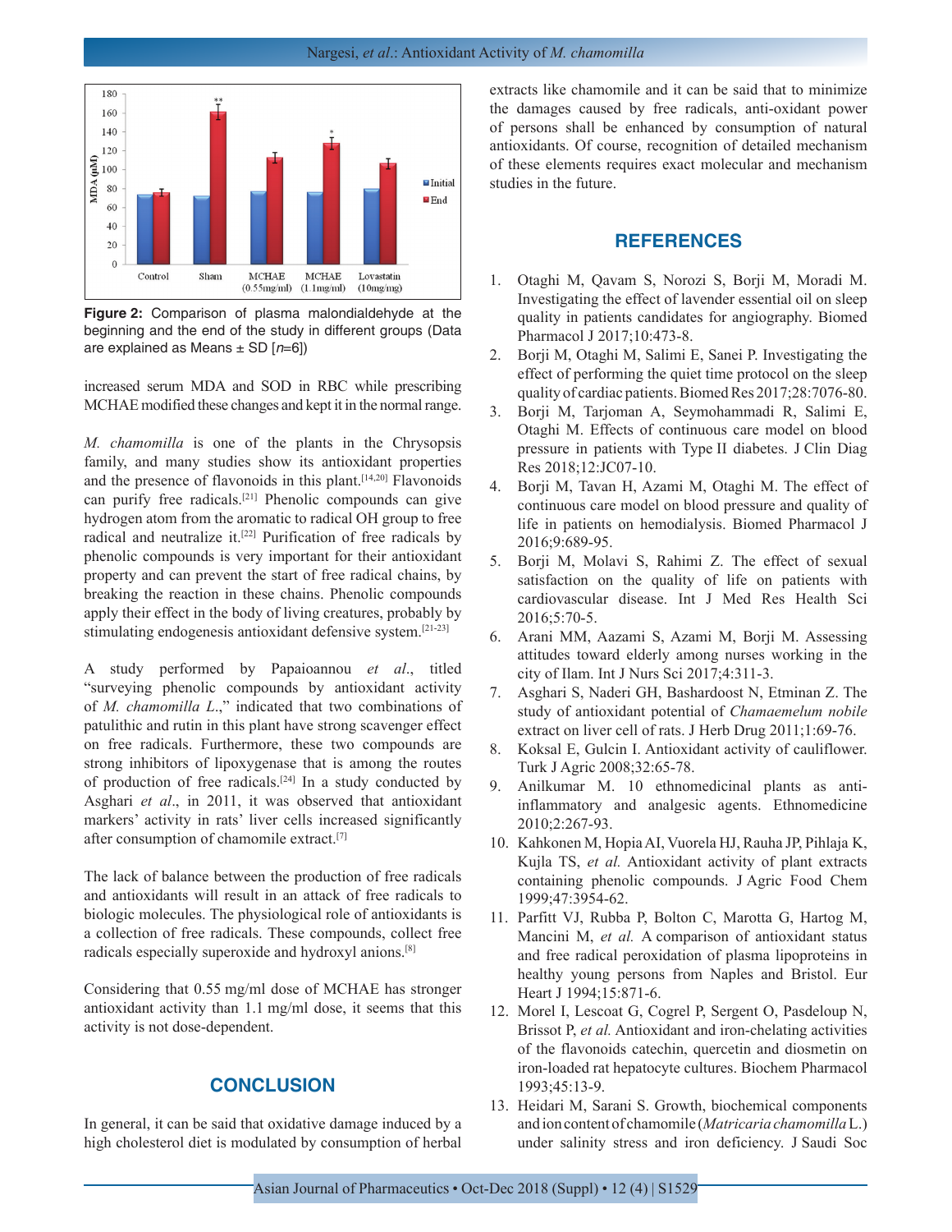Figure 2: Comparison of plasma malondialdehyde at the beginning and the end of the study in different groups (Data are explained as Means ± SD [n=6])

increased serum MDA and SOD in RBC while prescribing MCHAE modified these changes and kept it in the normal range.

*M. chamomilla* is one of the plants in the Chrysopsis family, and many studies show its antioxidant properties and the presence of flavonoids in this plant.[14,20] Flavonoids can purify free radicals.[21] Phenolic compounds can give hydrogen atom from the aromatic to radical OH group to free radical and neutralize it.[22] Purification of free radicals by phenolic compounds is very important for their antioxidant property and can prevent the start of free radical chains, by breaking the reaction in these chains. Phenolic compounds apply their effect in the body of living creatures, probably by stimulating endogenesis antioxidant defensive system.[21-23]

A study performed by Papaioannou *et al*., titled "surveying phenolic compounds by antioxidant activity of *M. chamomilla L*.," indicated that two combinations of patulithic and rutin in this plant have strong scavenger effect on free radicals. Furthermore, these two compounds are strong inhibitors of lipoxygenase that is among the routes of production of free radicals.[24] In a study conducted by Asghari *et al*., in 2011, it was observed that antioxidant markers' activity in rats' liver cells increased significantly after consumption of chamomile extract.[7]

The lack of balance between the production of free radicals and antioxidants will result in an attack of free radicals to biologic molecules. The physiological role of antioxidants is a collection of free radicals. These compounds, collect free radicals especially superoxide and hydroxyl anions.[8]

Considering that 0.55 mg/ml dose of MCHAE has stronger antioxidant activity than 1.1 mg/ml dose, it seems that this activity is not dose-dependent.

## CONCLUSION

In general, it can be said that oxidative damage induced by a high cholesterol diet is modulated by consumption of herbal extracts like chamomile and it can be said that to minimize the damages caused by free radicals, anti-oxidant power of persons shall be enhanced by consumption of natural antioxidants. Of course, recognition of detailed mechanism of these elements requires exact molecular and mechanism studies in the future.

## REFERENCES

1. Otaghi M, Qavam S, Norozi S, Borji M, Moradi M. Investigating the effect of lavender essential oil on sleep quality in patients candidates for angiography. Biomed Pharmacol J 2017;10:473-8.
2. Borji M, Otaghi M, Salimi E, Sanei P. Investigating the effect of performing the quiet time protocol on the sleep quality of cardiac patients. Biomed Res 2017;28:7076-80.
3. Borji M, Tarjoman A, Seymohammadi R, Salimi E, Otaghi M. Effects of continuous care model on blood pressure in patients with Type II diabetes. J Clin Diag Res 2018;12:JC07-10.
4. Borji M, Tavan H, Azami M, Otaghi M. The effect of continuous care model on blood pressure and quality of life in patients on hemodialysis. Biomed Pharmacol J 2016;9:689-95.
5. Borji M, Molavi S, Rahimi Z. The effect of sexual satisfaction on the quality of life on patients with cardiovascular disease. Int J Med Res Health Sci 2016;5:70-5.
6. Arani MM, Aazami S, Azami M, Borji M. Assessing attitudes toward elderly among nurses working in the city of Ilam. Int J Nurs Sci 2017;4:311-3.
7. Asghari S, Naderi GH, Bashardoost N, Etminan Z. The study of antioxidant potential of *Chamaemelum nobile* extract on liver cell of rats. J Herb Drug 2011;1:69-76.
8. Koksal E, Gulcin I. Antioxidant activity of cauliflower. Turk J Agric 2008;32:65-78.
9. Anilkumar M. 10 ethnomedicinal plants as anti-inflammatory and analgesic agents. Ethnomedicine 2010;2:267-93.
10. Kahkonen M, Hopia AI, Vuorela HJ, Rauha JP, Pihlaja K, Kujla TS, *et al.* Antioxidant activity of plant extracts containing phenolic compounds. J Agric Food Chem 1999;47:3954-62.
11. Parfitt VJ, Rubba P, Bolton C, Marotta G, Hartog M, Mancini M, *et al.* A comparison of antioxidant status and free radical peroxidation of plasma lipoproteins in healthy young persons from Naples and Bristol. Eur Heart J 1994;15:871-6.
12. Morel I, Lescoat G, Cogrel P, Sergent O, Pasdeloup N, Brissot P, *et al.* Antioxidant and iron-chelating activities of the flavonoids catechin, quercetin and diosmetin on iron-loaded rat hepatocyte cultures. Biochem Pharmacol 1993;45:13-9.
13. Heidari M, Sarani S. Growth, biochemical components and ion content of chamomile (*Matricaria chamomilla* L.) under salinity stress and iron deficiency. J Saudi Soc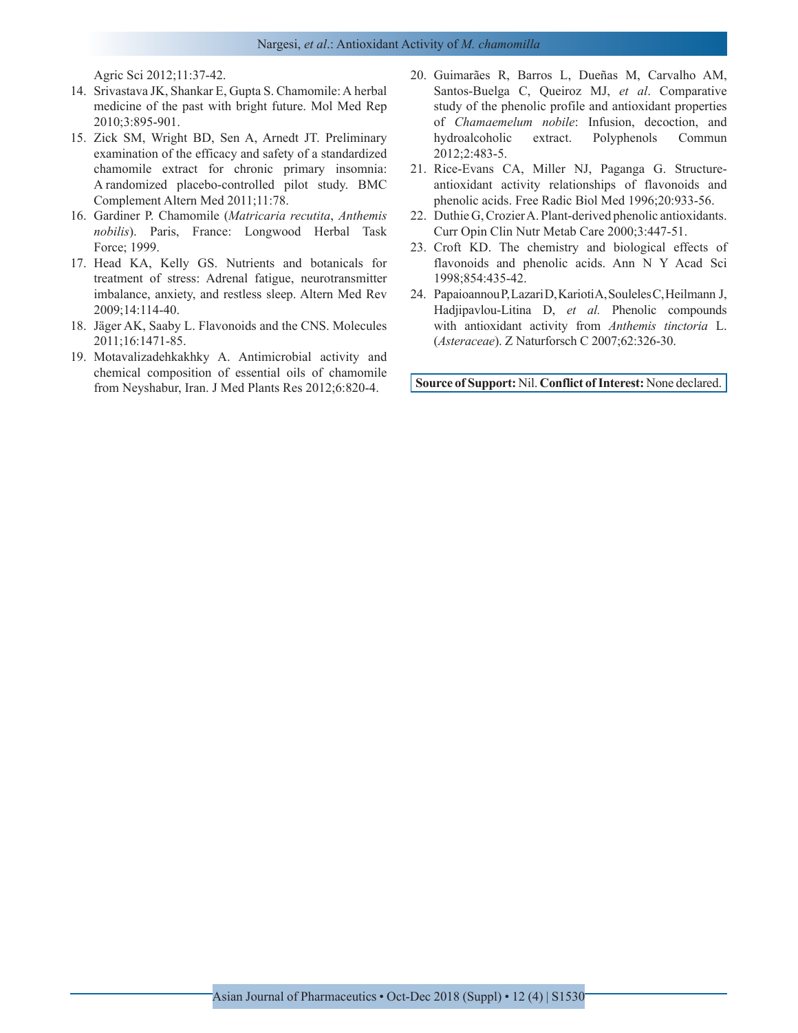Agric Sci 2012;11:37-42.

14. Srivastava JK, Shankar E, Gupta S. Chamomile: A herbal medicine of the past with bright future. Mol Med Rep 2010;3:895-901.
15. Zick SM, Wright BD, Sen A, Arnedt JT. Preliminary examination of the efficacy and safety of a standardized chamomile extract for chronic primary insomnia: A randomized placebo-controlled pilot study. BMC Complement Altern Med 2011;11:78.
16. Gardiner P. Chamomile (*Matricaria recutita*, *Anthemis nobilis*). Paris, France: Longwood Herbal Task Force; 1999.
17. Head KA, Kelly GS. Nutrients and botanicals for treatment of stress: Adrenal fatigue, neurotransmitter imbalance, anxiety, and restless sleep. Altern Med Rev 2009;14:114-40.
18. Jäger AK, Saaby L. Flavonoids and the CNS. Molecules 2011;16:1471-85.
19. Motavalizadehkakhky A. Antimicrobial activity and chemical composition of essential oils of chamomile from Neyshabur, Iran. J Med Plants Res 2012;6:820-4.
20. Guimarães R, Barros L, Dueñas M, Carvalho AM, Santos-Buelga C, Queiroz MJ, *et al*. Comparative study of the phenolic profile and antioxidant properties of *Chamaemelum nobile*: Infusion, decoction, and hydroalcoholic extract. Polyphenols Commun 2012;2:483-5.
21. Rice-Evans CA, Miller NJ, Paganga G. Structure-antioxidant activity relationships of flavonoids and phenolic acids. Free Radic Biol Med 1996;20:933-56.
22. Duthie G, Crozier A. Plant-derived phenolic antioxidants. Curr Opin Clin Nutr Metab Care 2000;3:447-51.
23. Croft KD. The chemistry and biological effects of flavonoids and phenolic acids. Ann N Y Acad Sci 1998;854:435-42.
24. Papaioannou P, Lazari D, Karioti A, Souleles C, Heilmann J, Hadjipavlou-Litina D, *et al.* Phenolic compounds with antioxidant activity from *Anthemis tinctoria* L. (*Asteraceae*). Z Naturforsch C 2007;62:326-30.

**Source of Support:** Nil. **Conflict of Interest:** None declared.